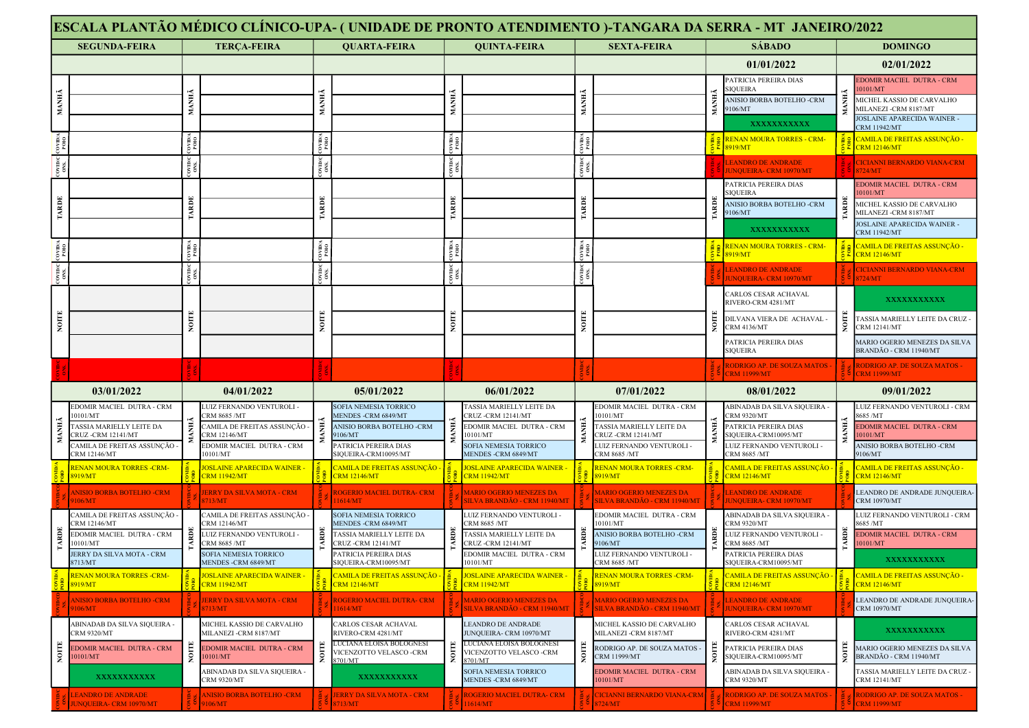# ESCALA PLANTÃO MÉDICO CLÍNICO-UPA- ( UNIDADE DE PRONTO ATENDIMENTO )-TANGARA DA SERRA - MT JANEIRO/2022

| | SEGUNDA-FEIRA | TERÇA-FEIRA | QUARTA-FEIRA | QUINTA-FEIRA | SEXTA-FEIRA | SÁBADO | DOMINGO |
|---|---|---|---|---|---|---|---|
| | | | | | | 01/01/2022 | 02/01/2022 |
| MANHÃ | | | | | | PATRICIA PEREIRA DIAS SIQUEIRA | EDOMIR MACIEL DUTRA - CRM 10101/MT |
| MANHÃ | | | | | | ANISIO BORBA BOTELHO -CRM 9106/MT | MICHEL KASSIO DE CARVALHO MILANEZI -CRM 8187/MT |
| MANHÃ | | | | | | XXXXXXXXXXX | JOSLAINE APARECIDA WAINER - CRM 11942/MT |
| COVID APOIO | | | | | | RENAN MOURA TORRES - CRM-8919/MT | CAMILA DE FREITAS ASSUNÇÃO - CRM 12146/MT |
| COVID CONS. | | | | | | LEANDRO DE ANDRADE JUNQUEIRA- CRM 10970/MT | CICIANNI BERNARDO VIANA-CRM 8724/MT |
| TARDE | | | | | | PATRICIA PEREIRA DIAS SIQUEIRA | EDOMIR MACIEL DUTRA - CRM 10101/MT |
| TARDE | | | | | | ANISIO BORBA BOTELHO -CRM 9106/MT | MICHEL KASSIO DE CARVALHO MILANEZI -CRM 8187/MT |
| TARDE | | | | | | XXXXXXXXXXX | JOSLAINE APARECIDA WAINER - CRM 11942/MT |
| COVID APOIO | | | | | | RENAN MOURA TORRES - CRM-8919/MT | CAMILA DE FREITAS ASSUNÇÃO - CRM 12146/MT |
| COVID CONS. | | | | | | LEANDRO DE ANDRADE JUNQUEIRA- CRM 10970/MT | CICIANNI BERNARDO VIANA-CRM 8724/MT |
| NOITE | | | | | | CARLOS CESAR ACHAVAL RIVERO-CRM 4281/MT | XXXXXXXXXXX |
| NOITE | | | | | | DILVANA VIERA DE ACHAVAL - CRM 4136/MT | TASSIA MARIELLY LEITE DA CRUZ - CRM 12141/MT |
| NOITE | | | | | | PATRICIA PEREIRA DIAS SIQUEIRA | MARIO OGERIO MENEZES DA SILVA BRANDÃO - CRM 11940/MT |
| COVID CONS. | | | | | | RODRIGO AP. DE SOUZA MATOS - CRM 11999/MT | RODRIGO AP. DE SOUZA MATOS - CRM 11999/MT |

| | 03/01/2022 | 04/01/2022 | 05/01/2022 | 06/01/2022 | 07/01/2022 | 08/01/2022 | 09/01/2022 |
|---|---|---|---|---|---|---|---|
| MANHÃ | EDOMIR MACIEL DUTRA - CRM 10101/MT | LUIZ FERNANDO VENTUROLI - CRM 8685 /MT | SOFIA NEMESIA TORRICO MENDES -CRM 6849/MT | TASSIA MARIELLY LEITE DA CRUZ -CRM 12141/MT | EDOMIR MACIEL DUTRA - CRM 10101/MT | ABINADAB DA SILVA SIQUEIRA - CRM 9320/MT | LUIZ FERNANDO VENTUROLI - CRM 8685 /MT |
| MANHÃ | TASSIA MARIELLY LEITE DA CRUZ -CRM 12141/MT | CAMILA DE FREITAS ASSUNÇÃO - CRM 12146/MT | ANISIO BORBA BOTELHO -CRM 9106/MT | EDOMIR MACIEL DUTRA - CRM 10101/MT | TASSIA MARIELLY LEITE DA CRUZ -CRM 12141/MT | PATRICIA PEREIRA DIAS SIQUEIRA-CRM10095/MT | EDOMIR MACIEL DUTRA - CRM 10101/MT |
| MANHÃ | CAMILA DE FREITAS ASSUNÇÃO - CRM 12146/MT | EDOMIR MACIEL DUTRA - CRM 10101/MT | PATRICIA PEREIRA DIAS SIQUEIRA-CRM10095/MT | SOFIA NEMESIA TORRICO MENDES -CRM 6849/MT | LUIZ FERNANDO VENTUROLI - CRM 8685 /MT | LUIZ FERNANDO VENTUROLI - CRM 8685 /MT | ANISIO BORBA BOTELHO -CRM 9106/MT |
| COVID APOIO | RENAN MOURA TORRES -CRM-8919/MT | JOSLAINE APARECIDA WAINER - CRM 11942/MT | CAMILA DE FREITAS ASSUNÇÃO - CRM 12146/MT | JOSLAINE APARECIDA WAINER - CRM 11942/MT | RENAN MOURA TORRES -CRM-8919/MT | CAMILA DE FREITAS ASSUNÇÃO - CRM 12146/MT | CAMILA DE FREITAS ASSUNÇÃO - CRM 12146/MT |
| COVID CONS. | ANISIO BORBA BOTELHO -CRM 9106/MT | JERRY DA SILVA MOTA - CRM 8713/MT | ROGERIO MACIEL DUTRA- CRM 11614/MT | MARIO OGERIO MENEZES DA SILVA BRANDÃO - CRM 11940/MT | MARIO OGERIO MENEZES DA SILVA BRANDÃO - CRM 11940/MT | LEANDRO DE ANDRADE JUNQUEIRA- CRM 10970/MT | LEANDRO DE ANDRADE JUNQUEIRA- CRM 10970/MT |
| TARDE | CAMILA DE FREITAS ASSUNÇÃO - CRM 12146/MT | CAMILA DE FREITAS ASSUNÇÃO - CRM 12146/MT | SOFIA NEMESIA TORRICO MENDES -CRM 6849/MT | LUIZ FERNANDO VENTUROLI - CRM 8685 /MT | EDOMIR MACIEL DUTRA - CRM 10101/MT | ABINADAB DA SILVA SIQUEIRA - CRM 9320/MT | LUIZ FERNANDO VENTUROLI - CRM 8685 /MT |
| TARDE | EDOMIR MACIEL DUTRA - CRM 10101/MT | LUIZ FERNANDO VENTUROLI - CRM 8685 /MT | TASSIA MARIELLY LEITE DA CRUZ -CRM 12141/MT | TASSIA MARIELLY LEITE DA CRUZ -CRM 12141/MT | ANISIO BORBA BOTELHO -CRM 9106/MT | LUIZ FERNANDO VENTUROLI - CRM 8685 /MT | EDOMIR MACIEL DUTRA - CRM 10101/MT |
| TARDE | JERRY DA SILVA MOTA - CRM 8713/MT | SOFIA NEMESIA TORRICO MENDES -CRM 6849/MT | PATRICIA PEREIRA DIAS SIQUEIRA-CRM10095/MT | EDOMIR MACIEL DUTRA - CRM 10101/MT | LUIZ FERNANDO VENTUROLI - CRM 8685 /MT | PATRICIA PEREIRA DIAS SIQUEIRA-CRM10095/MT | XXXXXXXXXXX |
| COVID APOIO | RENAN MOURA TORRES -CRM-8919/MT | JOSLAINE APARECIDA WAINER - CRM 11942/MT | CAMILA DE FREITAS ASSUNÇÃO - CRM 12146/MT | JOSLAINE APARECIDA WAINER - CRM 11942/MT | RENAN MOURA TORRES -CRM-8919/MT | CAMILA DE FREITAS ASSUNÇÃO - CRM 12146/MT | CAMILA DE FREITAS ASSUNÇÃO - CRM 12146/MT |
| COVID CONS. | ANISIO BORBA BOTELHO -CRM 9106/MT | JERRY DA SILVA MOTA - CRM 8713/MT | ROGERIO MACIEL DUTRA- CRM 11614/MT | MARIO OGERIO MENEZES DA SILVA BRANDÃO - CRM 11940/MT | MARIO OGERIO MENEZES DA SILVA BRANDÃO - CRM 11940/MT | LEANDRO DE ANDRADE JUNQUEIRA- CRM 10970/MT | LEANDRO DE ANDRADE JUNQUEIRA- CRM 10970/MT |
| NOITE | ABINADAB DA SILVA SIQUEIRA - CRM 9320/MT | MICHEL KASSIO DE CARVALHO MILANEZI -CRM 8187/MT | CARLOS CESAR ACHAVAL RIVERO-CRM 4281/MT | LEANDRO DE ANDRADE JUNQUEIRA- CRM 10970/MT | MICHEL KASSIO DE CARVALHO MILANEZI -CRM 8187/MT | CARLOS CESAR ACHAVAL RIVERO-CRM 4281/MT | XXXXXXXXXXX |
| NOITE | EDOMIR MACIEL DUTRA - CRM 10101/MT | EDOMIR MACIEL DUTRA - CRM 10101/MT | LUCIANA ELOISA BOLOGNESI VICENZOTTO VELASCO -CRM 8701/MT | LUCIANA ELOISA BOLOGNESI VICENZOTTO VELASCO -CRM 8701/MT | RODRIGO AP. DE SOUZA MATOS - CRM 11999/MT | PATRICIA PEREIRA DIAS SIQUEIRA-CRM10095/MT | MARIO OGERIO MENEZES DA SILVA BRANDÃO - CRM 11940/MT |
| NOITE | XXXXXXXXXXX | ABINADAB DA SILVA SIQUEIRA - CRM 9320/MT | XXXXXXXXXXX | SOFIA NEMESIA TORRICO MENDES -CRM 6849/MT | EDOMIR MACIEL DUTRA - CRM 10101/MT | ABINADAB DA SILVA SIQUEIRA - CRM 9320/MT | TASSIA MARIELLY LEITE DA CRUZ - CRM 12141/MT |
| COVID CONS. | LEANDRO DE ANDRADE JUNQUEIRA- CRM 10970/MT | ANISIO BORBA BOTELHO -CRM 9106/MT | JERRY DA SILVA MOTA - CRM 8713/MT | ROGERIO MACIEL DUTRA- CRM 11614/MT | CICIANNI BERNARDO VIANA-CRM 8724/MT | RODRIGO AP. DE SOUZA MATOS - CRM 11999/MT | RODRIGO AP. DE SOUZA MATOS - CRM 11999/MT |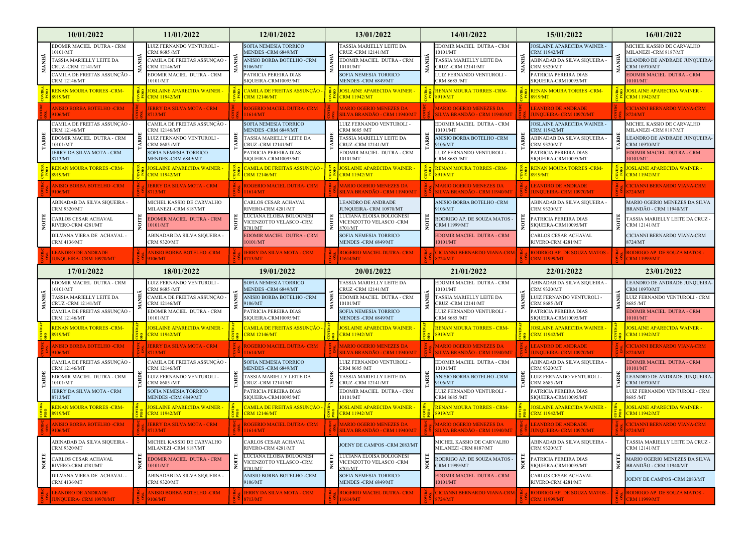| Turno | 10/01/2022 | Turno | 11/01/2022 | Turno | 12/01/2022 | Turno | 13/01/2022 | Turno | 14/01/2022 | Turno | 15/01/2022 | Turno | 16/01/2022 |
|---|---|---|---|---|---|---|---|---|---|---|---|---|---|
| MANHÃ | EDOMIR MACIEL DUTRA - CRM 10101/MT | MANHÃ | LUIZ FERNANDO VENTUROLI - CRM 8685 /MT | MANHÃ | SOFIA NEMESIA TORRICO MENDES -CRM 6849/MT | MANHÃ | TASSIA MARIELLY LEITE DA CRUZ -CRM 12141/MT | MANHÃ | EDOMIR MACIEL DUTRA - CRM 10101/MT | MANHÃ | JOSLAINE APARECIDA WAINER - CRM 11942/MT | MANHÃ | MICHEL KASSIO DE CARVALHO MILANEZI -CRM 8187/MT |
| MANHÃ | TASSIA MARIELLY LEITE DA CRUZ -CRM 12141/MT | MANHÃ | CAMILA DE FREITAS ASSUNÇÃO - CRM 12146/MT | MANHÃ | ANISIO BORBA BOTELHO -CRM 9106/MT | MANHÃ | EDOMIR MACIEL DUTRA - CRM 10101/MT | MANHÃ | TASSIA MARIELLY LEITE DA CRUZ -CRM 12141/MT | MANHÃ | ABINADAB DA SILVA SIQUEIRA - CRM 9320/MT | MANHÃ | LEANDRO DE ANDRADE JUNQUEIRA-CRM 10970/MT |
| MANHÃ | CAMILA DE FREITAS ASSUNÇÃO - CRM 12146/MT | MANHÃ | EDOMIR MACIEL DUTRA - CRM 10101/MT | MANHÃ | PATRICIA PEREIRA DIAS SIQUEIRA-CRM10095/MT | MANHÃ | SOFIA NEMESIA TORRICO MENDES -CRM 6849/MT | MANHÃ | LUIZ FERNANDO VENTUROLI - CRM 8685 /MT | MANHÃ | PATRICIA PEREIRA DIAS SIQUEIRA-CRM10095/MT | MANHÃ | EDOMIR MACIEL DUTRA - CRM 10101/MT |
| COVIDA POIO | RENAN MOURA TORRES -CRM-8919/MT | COVIDA POIO | JOSLAINE APARECIDA WAINER - CRM 11942/MT | COVIDA POIO | CAMILA DE FREITAS ASSUNÇÃO - CRM 12146/MT | COVIDA POIO | JOSLAINE APARECIDA WAINER - CRM 11942/MT | COVIDA POIO | RENAN MOURA TORRES -CRM-8919/MT | COVIDA POIO | RENAN MOURA TORRES -CRM-8919/MT | COVIDA POIO | JOSLAINE APARECIDA WAINER - CRM 11942/MT |
| COVIDC ONS. | ANISIO BORBA BOTELHO -CRM 9106/MT | COVIDC ONS. | JERRY DA SILVA MOTA - CRM 8713/MT | COVIDC ONS. | ROGERIO MACIEL DUTRA- CRM 11614/MT | COVIDC ONS. | MARIO OGERIO MENEZES DA SILVA BRANDÃO - CRM 11940/MT | COVIDC ONS. | MARIO OGERIO MENEZES DA SILVA BRANDÃO - CRM 11940/MT | COVIDC ONS. | LEANDRO DE ANDRADE JUNQUEIRA- CRM 10970/MT | COVIDC ONS. | CICIANNI BERNARDO VIANA-CRM 8724/MT |
| TARDE | CAMILA DE FREITAS ASSUNÇÃO - CRM 12146/MT | TARDE | CAMILA DE FREITAS ASSUNÇÃO - CRM 12146/MT | TARDE | SOFIA NEMESIA TORRICO MENDES -CRM 6849/MT | TARDE | LUIZ FERNANDO VENTUROLI - CRM 8685 /MT | TARDE | EDOMIR MACIEL DUTRA - CRM 10101/MT | TARDE | JOSLAINE APARECIDA WAINER - CRM 11942/MT | TARDE | MICHEL KASSIO DE CARVALHO MILANEZI -CRM 8187/MT |
| TARDE | EDOMIR MACIEL DUTRA - CRM 10101/MT | TARDE | LUIZ FERNANDO VENTUROLI - CRM 8685 /MT | TARDE | TASSIA MARIELLY LEITE DA CRUZ -CRM 12141/MT | TARDE | TASSIA MARIELLY LEITE DA CRUZ -CRM 12141/MT | TARDE | ANISIO BORBA BOTELHO -CRM 9106/MT | TARDE | ABINADAB DA SILVA SIQUEIRA - CRM 9320/MT | TARDE | LEANDRO DE ANDRADE JUNQUEIRA-CRM 10970/MT |
| TARDE | JERRY DA SILVA MOTA - CRM 8713/MT | TARDE | SOFIA NEMESIA TORRICO MENDES -CRM 6849/MT | TARDE | PATRICIA PEREIRA DIAS SIQUEIRA-CRM10095/MT | TARDE | EDOMIR MACIEL DUTRA - CRM 10101/MT | TARDE | LUIZ FERNANDO VENTUROLI - CRM 8685 /MT | TARDE | PATRICIA PEREIRA DIAS SIQUEIRA-CRM10095/MT | TARDE | EDOMIR MACIEL DUTRA - CRM 10101/MT |
| COVIDA POIO | RENAN MOURA TORRES -CRM-8919/MT | COVIDA POIO | JOSLAINE APARECIDA WAINER - CRM 11942/MT | COVIDA POIO | CAMILA DE FREITAS ASSUNÇÃO - CRM 12146/MT | COVIDA POIO | JOSLAINE APARECIDA WAINER - CRM 11942/MT | COVIDA POIO | RENAN MOURA TORRES -CRM-8919/MT | COVIDA POIO | RENAN MOURA TORRES -CRM-8919/MT | COVIDA POIO | JOSLAINE APARECIDA WAINER - CRM 11942/MT |
| COVIDC ONS. | ANISIO BORBA BOTELHO -CRM 9106/MT | COVIDC ONS. | JERRY DA SILVA MOTA - CRM 8713/MT | COVIDC ONS. | ROGERIO MACIEL DUTRA- CRM 11614/MT | COVIDC ONS. | MARIO OGERIO MENEZES DA SILVA BRANDÃO - CRM 11940/MT | COVIDC ONS. | MARIO OGERIO MENEZES DA SILVA BRANDÃO - CRM 11940/MT | COVIDC ONS. | LEANDRO DE ANDRADE JUNQUEIRA- CRM 10970/MT | COVIDC ONS. | CICIANNI BERNARDO VIANA-CRM 8724/MT |
| NOITE | ABINADAB DA SILVA SIQUEIRA - CRM 9320/MT | NOITE | MICHEL KASSIO DE CARVALHO MILANEZI -CRM 8187/MT | NOITE | CARLOS CESAR ACHAVAL RIVERO-CRM 4281/MT | NOITE | LEANDRO DE ANDRADE JUNQUEIRA- CRM 10970/MT | NOITE | ANISIO BORBA BOTELHO -CRM 9106/MT | NOITE | ABINADAB DA SILVA SIQUEIRA - CRM 9320/MT | NOITE | MARIO OGERIO MENEZES DA SILVA BRANDÃO - CRM 11940/MT |
| NOITE | CARLOS CESAR ACHAVAL RIVERO-CRM 4281/MT | NOITE | EDOMIR MACIEL DUTRA - CRM 10101/MT | NOITE | LUCIANA ELOISA BOLOGNESI VICENZOTTO VELASCO -CRM 8701/MT | NOITE | LUCIANA ELOISA BOLOGNESI VICENZOTTO VELASCO -CRM 8701/MT | NOITE | RODRIGO AP. DE SOUZA MATOS - CRM 11999/MT | NOITE | PATRICIA PEREIRA DIAS SIQUEIRA-CRM10095/MT | NOITE | TASSIA MARIELLY LEITE DA CRUZ - CRM 12141/MT |
| NOITE | DILVANA VIERA DE ACHAVAL - CRM 4136/MT | NOITE | ABINADAB DA SILVA SIQUEIRA - CRM 9320/MT | NOITE | EDOMIR MACIEL DUTRA - CRM 10101/MT | NOITE | SOFIA NEMESIA TORRICO MENDES -CRM 6849/MT | NOITE | EDOMIR MACIEL DUTRA - CRM 10101/MT | NOITE | CARLOS CESAR ACHAVAL RIVERO-CRM 4281/MT | NOITE | CICIANNI BERNARDO VIANA-CRM 8724/MT |
| COVIDC ONS. | LEANDRO DE ANDRADE JUNQUEIRA- CRM 10970/MT | COVIDC ONS. | ANISIO BORBA BOTELHO -CRM 9106/MT | COVIDC ONS. | JERRY DA SILVA MOTA - CRM 8713/MT | COVIDC ONS. | ROGERIO MACIEL DUTRA- CRM 11614/MT | COVIDC ONS. | CICIANNI BERNARDO VIANA-CRM 8724/MT | COVIDC ONS. | RODRIGO AP. DE SOUZA MATOS - CRM 11999/MT | COVIDC ONS. | RODRIGO AP. DE SOUZA MATOS - CRM 11999/MT |

| Turno | 17/01/2022 | Turno | 18/01/2022 | Turno | 19/01/2022 | Turno | 20/01/2022 | Turno | 21/01/2022 | Turno | 22/01/2022 | Turno | 23/01/2022 |
|---|---|---|---|---|---|---|---|---|---|---|---|---|---|
| MANHÃ | EDOMIR MACIEL DUTRA - CRM 10101/MT | MANHÃ | LUIZ FERNANDO VENTUROLI - CRM 8685 /MT | MANHÃ | SOFIA NEMESIA TORRICO MENDES -CRM 6849/MT | MANHÃ | TASSIA MARIELLY LEITE DA CRUZ -CRM 12141/MT | MANHÃ | EDOMIR MACIEL DUTRA - CRM 10101/MT | MANHÃ | ABINADAB DA SILVA SIQUEIRA - CRM 9320/MT | MANHÃ | LEANDRO DE ANDRADE JUNQUEIRA-CRM 10970/MT |
| MANHÃ | TASSIA MARIELLY LEITE DA CRUZ -CRM 12141/MT | MANHÃ | CAMILA DE FREITAS ASSUNÇÃO - CRM 12146/MT | MANHÃ | ANISIO BORBA BOTELHO -CRM 9106/MT | MANHÃ | EDOMIR MACIEL DUTRA - CRM 10101/MT | MANHÃ | TASSIA MARIELLY LEITE DA CRUZ -CRM 12141/MT | MANHÃ | LUIZ FERNANDO VENTUROLI - CRM 8685 /MT | MANHÃ | LUIZ FERNANDO VENTUROLI - CRM 8685 /MT |
| MANHÃ | CAMILA DE FREITAS ASSUNÇÃO - CRM 12146/MT | MANHÃ | EDOMIR MACIEL DUTRA - CRM 10101/MT | MANHÃ | PATRICIA PEREIRA DIAS SIQUEIRA-CRM10095/MT | MANHÃ | SOFIA NEMESIA TORRICO MENDES -CRM 6849/MT | MANHÃ | LUIZ FERNANDO VENTUROLI - CRM 8685 /MT | MANHÃ | PATRICIA PEREIRA DIAS SIQUEIRA-CRM10095/MT | MANHÃ | EDOMIR MACIEL DUTRA - CRM 10101/MT |
| COVIDAP OIO | RENAN MOURA TORRES -CRM-8919/MT | COVIDAP OIO | JOSLAINE APARECIDA WAINER - CRM 11942/MT | COVIDAP OIO | CAMILA DE FREITAS ASSUNÇÃO - CRM 12146/MT | COVIDAP OIO | JOSLAINE APARECIDA WAINER - CRM 11942/MT | COVIDAP OIO | RENAN MOURA TORRES - CRM-8919/MT | COVIDAP OIO | JOSLAINE APARECIDA WAINER - CRM 11942/MT | COVIDAP OIO | JOSLAINE APARECIDA WAINER - CRM 11942/MT |
| COVIDC ONS. | ANISIO BORBA BOTELHO -CRM 9106/MT | COVIDC ONS. | JERRY DA SILVA MOTA - CRM 8713/MT | COVIDC ONS. | ROGERIO MACIEL DUTRA- CRM 11614/MT | COVIDC ONS. | MARIO OGERIO MENEZES DA SILVA BRANDÃO - CRM 11940/MT | COVIDC ONS. | MARIO OGERIO MENEZES DA SILVA BRANDÃO - CRM 11940/MT | COVIDC ONS. | LEANDRO DE ANDRADE JUNQUEIRA- CRM 10970/MT | COVIDC ONS. | CICIANNI BERNARDO VIANA-CRM 8724/MT |
| TARDE | CAMILA DE FREITAS ASSUNÇÃO - CRM 12146/MT | TARDE | CAMILA DE FREITAS ASSUNÇÃO - CRM 12146/MT | TARDE | SOFIA NEMESIA TORRICO MENDES -CRM 6849/MT | TARDE | LUIZ FERNANDO VENTUROLI - CRM 8685 /MT | TARDE | EDOMIR MACIEL DUTRA - CRM 10101/MT | TARDE | ABINADAB DA SILVA SIQUEIRA - CRM 9320/MT | TARDE | EDOMIR MACIEL DUTRA - CRM 10101/MT |
| TARDE | EDOMIR MACIEL DUTRA - CRM 10101/MT | TARDE | LUIZ FERNANDO VENTUROLI - CRM 8685 /MT | TARDE | TASSIA MARIELLY LEITE DA CRUZ -CRM 12141/MT | TARDE | TASSIA MARIELLY LEITE DA CRUZ -CRM 12141/MT | TARDE | ANISIO BORBA BOTELHO -CRM 9106/MT | TARDE | LUIZ FERNANDO VENTUROLI - CRM 8685 /MT | TARDE | LEANDRO DE ANDRADE JUNQUEIRA-CRM 10970/MT |
| TARDE | JERRY DA SILVA MOTA - CRM 8713/MT | TARDE | SOFIA NEMESIA TORRICO MENDES -CRM 6849/MT | TARDE | PATRICIA PEREIRA DIAS SIQUEIRA-CRM10095/MT | TARDE | EDOMIR MACIEL DUTRA - CRM 10101/MT | TARDE | LUIZ FERNANDO VENTUROLI - CRM 8685 /MT | TARDE | PATRICIA PEREIRA DIAS SIQUEIRA-CRM10095/MT | TARDE | LUIZ FERNANDO VENTUROLI - CRM 8685 /MT |
| COVIDA POIO | RENAN MOURA TORRES -CRM-8919/MT | COVIDA POIO | JOSLAINE APARECIDA WAINER - CRM 11942/MT | COVIDA POIO | CAMILA DE FREITAS ASSUNÇÃO - CRM 12146/MT | COVIDA POIO | JOSLAINE APARECIDA WAINER - CRM 11942/MT | COVIDA POIO | RENAN MOURA TORRES - CRM-8919/MT | COVIDA POIO | JOSLAINE APARECIDA WAINER - CRM 11942/MT | COVIDA POIO | JOSLAINE APARECIDA WAINER - CRM 11942/MT |
| COVIDC ONS. | ANISIO BORBA BOTELHO -CRM 9106/MT | COVIDC ONS. | JERRY DA SILVA MOTA - CRM 8713/MT | COVIDC ONS. | ROGERIO MACIEL DUTRA- CRM 11614/MT | COVIDC ONS. | MARIO OGERIO MENEZES DA SILVA BRANDÃO - CRM 11940/MT | COVIDC ONS. | MARIO OGERIO MENEZES DA SILVA BRANDÃO - CRM 11940/MT | COVIDC ONS. | LEANDRO DE ANDRADE JUNQUEIRA- CRM 10970/MT | COVIDC ONS. | CICIANNI BERNARDO VIANA-CRM 8724/MT |
| NOITE | ABINADAB DA SILVA SIQUEIRA - CRM 9320/MT | NOITE | MICHEL KASSIO DE CARVALHO MILANEZI -CRM 8187/MT | NOITE | CARLOS CESAR ACHAVAL RIVERO-CRM 4281/MT | NOITE | JOENY DE CAMPOS -CRM 2083/MT | NOITE | MICHEL KASSIO DE CARVALHO MILANEZI -CRM 8187/MT | NOITE | ABINADAB DA SILVA SIQUEIRA - CRM 9320/MT | NOITE | TASSIA MARIELLY LEITE DA CRUZ - CRM 12141/MT |
| NOITE | CARLOS CESAR ACHAVAL RIVERO-CRM 4281/MT | NOITE | EDOMIR MACIEL DUTRA - CRM 10101/MT | NOITE | LUCIANA ELOISA BOLOGNESI VICENZOTTO VELASCO -CRM 8701/MT | NOITE | LUCIANA ELOISA BOLOGNESI VICENZOTTO VELASCO -CRM 8701/MT | NOITE | RODRIGO AP. DE SOUZA MATOS - CRM 11999/MT | NOITE | PATRICIA PEREIRA DIAS SIQUEIRA-CRM10095/MT | NOITE | MARIO OGERIO MENEZES DA SILVA BRANDÃO - CRM 11940/MT |
| NOITE | DILVANA VIERA DE ACHAVAL - CRM 4136/MT | NOITE | ABINADAB DA SILVA SIQUEIRA - CRM 9320/MT | NOITE | ANISIO BORBA BOTELHO -CRM 9106/MT | NOITE | SOFIA NEMESIA TORRICO MENDES -CRM 6849/MT | NOITE | EDOMIR MACIEL DUTRA - CRM 10101/MT | NOITE | CARLOS CESAR ACHAVAL RIVERO-CRM 4281/MT | NOITE | JOENY DE CAMPOS -CRM 2083/MT |
| COVIDC ONS. | LEANDRO DE ANDRADE JUNQUEIRA- CRM 10970/MT | COVIDC ONS. | ANISIO BORBA BOTELHO -CRM 9106/MT | COVIDC ONS. | JERRY DA SILVA MOTA - CRM 8713/MT | COVIDC ONS. | ROGERIO MACIEL DUTRA- CRM 11614/MT | COVIDC ONS. | CICIANNI BERNARDO VIANA-CRM 8724/MT | COVIDC ONS. | RODRIGO AP. DE SOUZA MATOS - CRM 11999/MT | COVIDC ONS. | RODRIGO AP. DE SOUZA MATOS - CRM 11999/MT |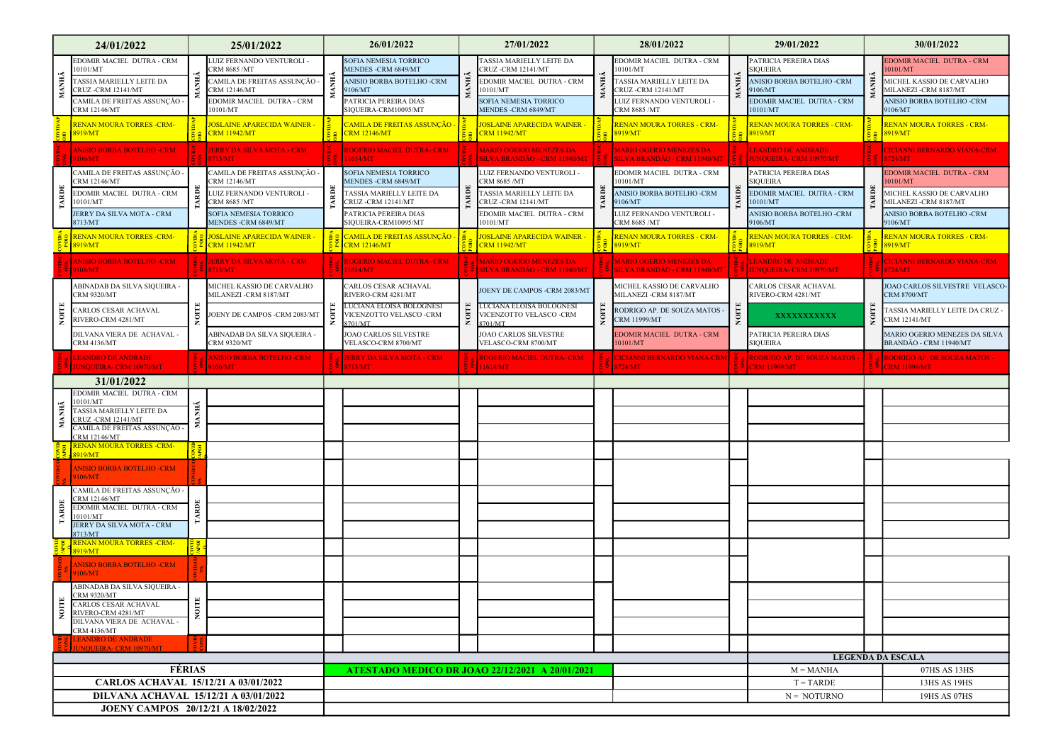| Turno | 24/01/2022 | Turno | 25/01/2022 | Turno | 26/01/2022 | Turno | 27/01/2022 | Turno | 28/01/2022 | Turno | 29/01/2022 | Turno | 30/01/2022 |
|---|---|---|---|---|---|---|---|---|---|---|---|---|---|
| MANHÃ | EDOMIR MACIEL DUTRA - CRM 10101/MT | MANHÃ | LUIZ FERNANDO VENTUROLI - CRM 8685 /MT | MANHÃ | SOFIA NEMESIA TORRICO MENDES -CRM 6849/MT | MANHÃ | TASSIA MARIELLY LEITE DA CRUZ -CRM 12141/MT | MANHÃ | EDOMIR MACIEL DUTRA - CRM 10101/MT | MANHÃ | PATRICIA PEREIRA DIAS SIQUEIRA | MANHÃ | EDOMIR MACIEL DUTRA - CRM 10101/MT |
| | TASSIA MARIELLY LEITE DA CRUZ -CRM 12141/MT | | CAMILA DE FREITAS ASSUNÇÃO - CRM 12146/MT | | ANISIO BORBA BOTELHO -CRM 9106/MT | | EDOMIR MACIEL DUTRA - CRM 10101/MT | | TASSIA MARIELLY LEITE DA CRUZ -CRM 12141/MT | | ANISIO BORBA BOTELHO -CRM 9106/MT | | MICHEL KASSIO DE CARVALHO MILANEZI -CRM 8187/MT |
| | CAMILA DE FREITAS ASSUNÇÃO - CRM 12146/MT | | EDOMIR MACIEL DUTRA - CRM 10101/MT | | PATRICIA PEREIRA DIAS SIQUEIRA-CRM10095/MT | | SOFIA NEMESIA TORRICO MENDES -CRM 6849/MT | | LUIZ FERNANDO VENTUROLI - CRM 8685 /MT | | EDOMIR MACIEL DUTRA - CRM 10101/MT | | ANISIO BORBA BOTELHO -CRM 9106/MT |
| COVID/APOIO | RENAN MOURA TORRES -CRM-8919/MT | COVID/APOIO | JOSLAINE APARECIDA WAINER - CRM 11942/MT | COVID/APOIO | CAMILA DE FREITAS ASSUNÇÃO - CRM 12146/MT | COVID/APOIO | JOSLAINE APARECIDA WAINER - CRM 11942/MT | COVID/APOIO | RENAN MOURA TORRES -CRM-8919/MT | COVID/APOIO | RENAN MOURA TORRES -CRM-8919/MT | COVID/APOIO | RENAN MOURA TORRES -CRM-8919/MT |
| COVID/CONS. | ANISIO BORBA BOTELHO -CRM 9106/MT | COVID/CONS. | JERRY DA SILVA MOTA - CRM 8713/MT | COVID/CONS. | ROGERIO MACIEL DUTRA- CRM 11614/MT | COVID/CONS. | MARIO OGERIO MENEZES DA SILVA BRANDÃO - CRM 11940/MT | COVID/CONS. | MARIO OGERIO MENEZES DA SILVA BRANDÃO - CRM 11940/MT | COVID/CONS. | LEANDRO DE ANDRADE JUNQUEIRA- CRM 10970/MT | COVID/CONS. | CICIANNI BERNARDO VIANA-CRM 8724/MT |
| TARDE | CAMILA DE FREITAS ASSUNÇÃO - CRM 12146/MT | TARDE | CAMILA DE FREITAS ASSUNÇÃO - CRM 12146/MT | TARDE | SOFIA NEMESIA TORRICO MENDES -CRM 6849/MT | TARDE | LUIZ FERNANDO VENTUROLI - CRM 8685 /MT | TARDE | EDOMIR MACIEL DUTRA - CRM 10101/MT | TARDE | PATRICIA PEREIRA DIAS SIQUEIRA | TARDE | EDOMIR MACIEL DUTRA - CRM 10101/MT |
| | EDOMIR MACIEL DUTRA - CRM 10101/MT | | LUIZ FERNANDO VENTUROLI - CRM 8685 /MT | | TASSIA MARIELLY LEITE DA CRUZ -CRM 12141/MT | | TASSIA MARIELLY LEITE DA CRUZ -CRM 12141/MT | | ANISIO BORBA BOTELHO -CRM 9106/MT | | EDOMIR MACIEL DUTRA - CRM 10101/MT | | MICHEL KASSIO DE CARVALHO MILANEZI -CRM 8187/MT |
| | JERRY DA SILVA MOTA - CRM 8713/MT | | SOFIA NEMESIA TORRICO MENDES -CRM 6849/MT | | PATRICIA PEREIRA DIAS SIQUEIRA-CRM10095/MT | | EDOMIR MACIEL DUTRA - CRM 10101/MT | | LUIZ FERNANDO VENTUROLI - CRM 8685 /MT | | ANISIO BORBA BOTELHO -CRM 9106/MT | | ANISIO BORBA BOTELHO -CRM 9106/MT |
| COVID/APOIO | RENAN MOURA TORRES -CRM-8919/MT | COVID/APOIO | JOSLAINE APARECIDA WAINER - CRM 11942/MT | COVID/APOIO | CAMILA DE FREITAS ASSUNÇÃO - CRM 12146/MT | COVID/APOIO | JOSLAINE APARECIDA WAINER - CRM 11942/MT | COVID/APOIO | RENAN MOURA TORRES -CRM-8919/MT | COVID/APOIO | RENAN MOURA TORRES -CRM-8919/MT | COVID/APOIO | RENAN MOURA TORRES -CRM-8919/MT |
| COVID/CONS. | ANISIO BORBA BOTELHO -CRM 9106/MT | COVID/CONS. | JERRY DA SILVA MOTA - CRM 8713/MT | COVID/CONS. | ROGERIO MACIEL DUTRA- CRM 11614/MT | COVID/CONS. | MARIO OGERIO MENEZES DA SILVA BRANDÃO - CRM 11940/MT | COVID/CONS. | MARIO OGERIO MENEZES DA SILVA BRANDÃO - CRM 11940/MT | COVID/CONS. | LEANDRO DE ANDRADE JUNQUEIRA- CRM 10970/MT | COVID/CONS. | CICIANNI BERNARDO VIANA-CRM 8724/MT |
| NOITE | ABINADAB DA SILVA SIQUEIRA - CRM 9320/MT | NOITE | MICHEL KASSIO DE CARVALHO MILANEZI -CRM 8187/MT | NOITE | CARLOS CESAR ACHAVAL RIVERO-CRM 4281/MT | NOITE | JOENY DE CAMPOS -CRM 2083/MT | NOITE | MICHEL KASSIO DE CARVALHO MILANEZI -CRM 8187/MT | NOITE | CARLOS CESAR ACHAVAL RIVERO-CRM 4281/MT | NOITE | JOAO CARLOS SILVESTRE VELASCO-CRM 8700/MT |
| | CARLOS CESAR ACHAVAL RIVERO-CRM 4281/MT | | JOENY DE CAMPOS -CRM 2083/MT | | LUCIANA ELOISA BOLOGNESI VICENZOTTO VELASCO -CRM 8701/MT | | LUCIANA ELOISA BOLOGNESI VICENZOTTO VELASCO -CRM 8701/MT | | RODRIGO AP. DE SOUZA MATOS - CRM 11999/MT | | XXXXXXXXXX | | TASSIA MARIELLY LEITE DA CRUZ - CRM 12141/MT |
| | DILVANA VIERA DE ACHAVAL - CRM 4136/MT | | ABINADAB DA SILVA SIQUEIRA - CRM 9320/MT | | JOAO CARLOS SILVESTRE VELASCO-CRM 8700/MT | | JOAO CARLOS SILVESTRE VELASCO-CRM 8700/MT | | EDOMIR MACIEL DUTRA - CRM 10101/MT | | PATRICIA PEREIRA DIAS SIQUEIRA | | MARIO OGERIO MENEZES DA SILVA BRANDÃO - CRM 11940/MT |
| COVID/CONS. | LEANDRO DE ANDRADE JUNQUEIRA- CRM 10970/MT | COVID/CONS. | ANISIO BORBA BOTELHO -CRM 9106/MT | COVID/CONS. | JERRY DA SILVA MOTA - CRM 8713/MT | COVID/CONS. | ROGERIO MACIEL DUTRA- CRM 11614/MT | COVID/CONS. | CICIANNI BERNARDO VIANA-CRM 8724/MT | COVID/CONS. | RODRIGO AP. DE SOUZA MATOS - CRM 11999/MT | COVID/CONS. | RODRIGO AP. DE SOUZA MATOS - CRM 11999/MT |

| Turno | 31/01/2022 |
|---|---|
| MANHÃ | EDOMIR MACIEL DUTRA - CRM 10101/MT |
| | TASSIA MARIELLY LEITE DA CRUZ -CRM 12141/MT |
| | CAMILA DE FREITAS ASSUNÇÃO - CRM 12146/MT |
| COVID/APOIO | RENAN MOURA TORRES -CRM-8919/MT |
| COVID/CONS. | ANISIO BORBA BOTELHO -CRM 9106/MT |
| TARDE | CAMILA DE FREITAS ASSUNÇÃO - CRM 12146/MT |
| | EDOMIR MACIEL DUTRA - CRM 10101/MT |
| | JERRY DA SILVA MOTA - CRM 8713/MT |
| COVID/APOIO | RENAN MOURA TORRES -CRM-8919/MT |
| COVID/CONS. | ANISIO BORBA BOTELHO -CRM 9106/MT |
| NOITE | ABINADAB DA SILVA SIQUEIRA - CRM 9320/MT |
| | CARLOS CESAR ACHAVAL RIVERO-CRM 4281/MT |
| | DILVANA VIERA DE ACHAVAL - CRM 4136/MT |
| COVID/CONS. | LEANDRO DE ANDRADE JUNQUEIRA- CRM 10970/MT |

**FÉRIAS**

**CARLOS ACHAVAL 15/12/21 A 03/01/2022**

**DILVANA ACHAVAL 15/12/21 A 03/01/2022**

**JOENY CAMPOS 20/12/21 A 18/02/2022**

**ATESTADO MEDICO DR JOAO 22/12/2021 A 20/01/2021**

| LEGENDA DA ESCALA | |
|---|---|
| M = MANHA | 07HS AS 13HS |
| T = TARDE | 13HS AS 19HS |
| N = NOTURNO | 19HS AS 07HS |